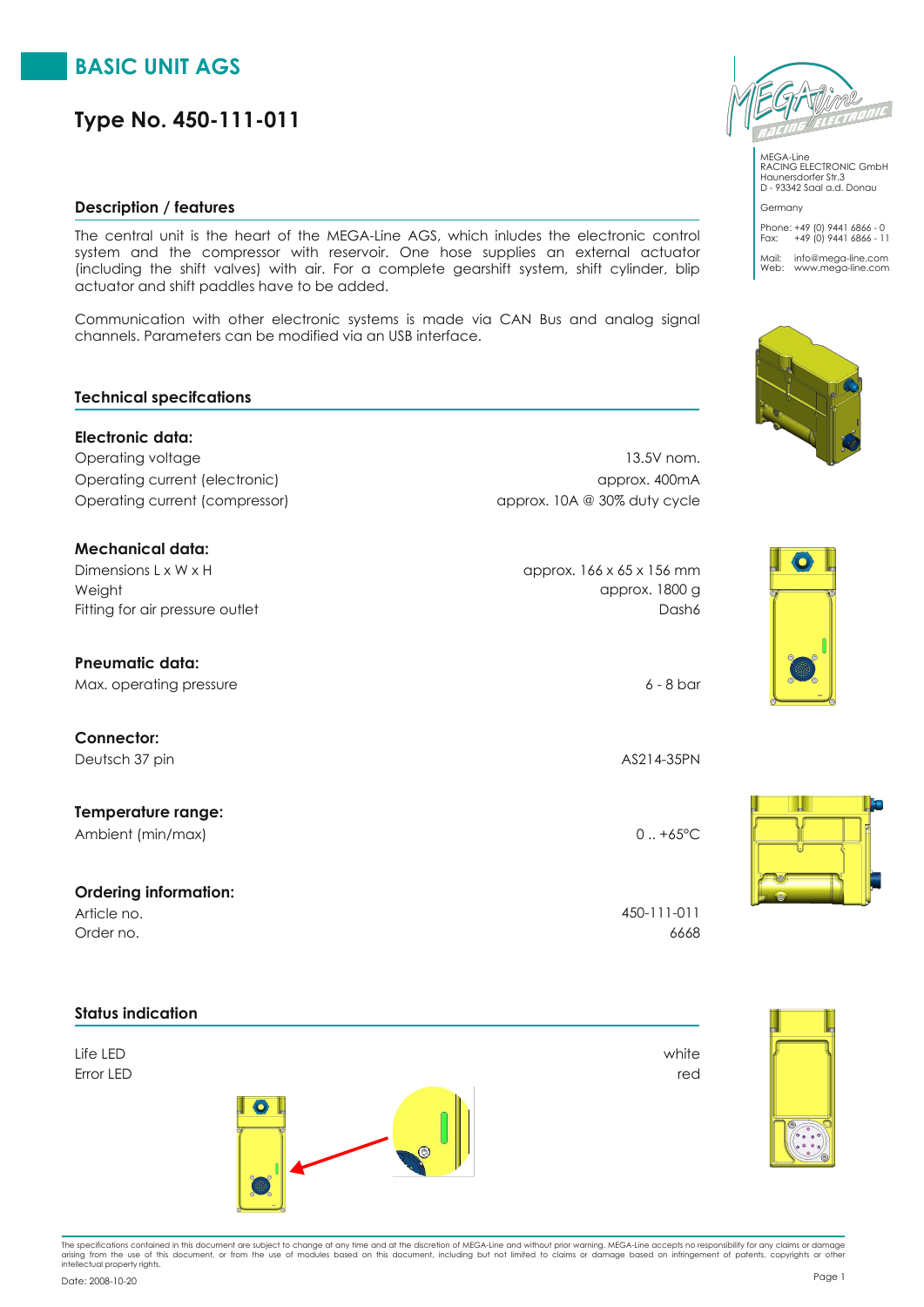# BASIC UNIT AGS

## Type No. 450-111-011

MEGA-Line
RACING ELECTRONIC GmbH
Haunersdorfer Str.3
D - 93342 Saal a.d. Donau

Germany

Phone: +49 (0) 9441 6866 - 0
Fax: +49 (0) 9441 6866 - 11

Mail: info@mega-line.com
Web: www.mega-line.com

### Description / features

The central unit is the heart of the MEGA-Line AGS, which inludes the electronic control system and the compressor with reservoir. One hose supplies an external actuator (including the shift valves) with air. For a complete gearshift system, shift cylinder, blip actuator and shift paddles have to be added.

Communication with other electronic systems is made via CAN Bus and analog signal channels. Parameters can be modified via an USB interface.

### Technical specifcations

**Electronic data:**

| | |
|---|---|
| Operating voltage | 13.5V nom. |
| Operating current (electronic) | approx. 400mA |
| Operating current (compressor) | approx. 10A @ 30% duty cycle |

**Mechanical data:**

| | |
|---|---|
| Dimensions L x W x H | approx. 166 x 65 x 156 mm |
| Weight | approx. 1800 g |
| Fitting for air pressure outlet | Dash6 |

**Pneumatic data:**

| | |
|---|---|
| Max. operating pressure | 6 - 8 bar |

**Connector:**

| | |
|---|---|
| Deutsch 37 pin | AS214-35PN |

**Temperature range:**

| | |
|---|---|
| Ambient (min/max) | 0 .. +65°C |

**Ordering information:**

| | |
|---|---|
| Article no. | 450-111-011 |
| Order no. | 6668 |

### Status indication

| | |
|---|---|
| Life LED | white |
| Error LED | red |

The specifications contained in this document are subject to change at any time and at the discretion of MEGA-Line and without prior warning. MEGA-Line accepts no responsibility for any claims or damage arising from the use of this document, or from the use of modules based on this document, including but not limited to claims or damage based on infringement of patents, copyrights or other intellectual property rights.

Date: 2008-10-20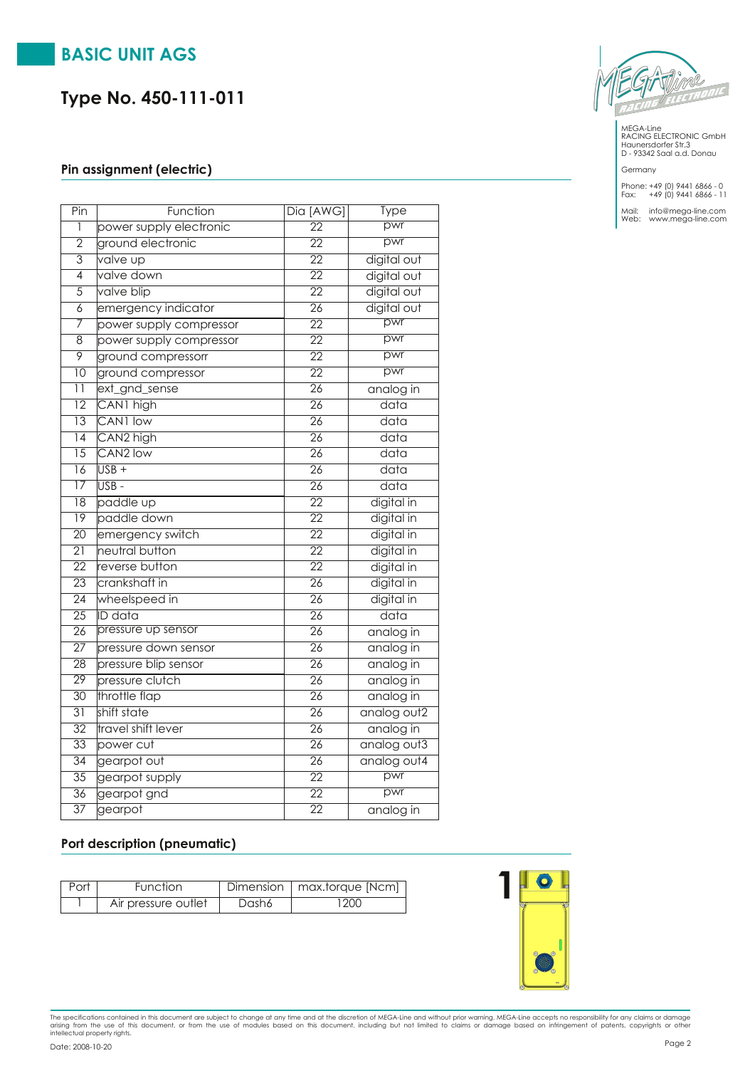# BASIC UNIT AGS

## Type No. 450-111-011

MEGA-Line
RACING ELECTRONIC GmbH
Haunersdorfer Str.3
D - 93342 Saal a.d. Donau

Germany

Phone: +49 (0) 9441 6866 - 0
Fax: +49 (0) 9441 6866 - 11

Mail: info@mega-line.com
Web: www.mega-line.com

### Pin assignment (electric)

| Pin | Function | Dia [AWG] | Type |
|---|---|---|---|
| 1 | power supply electronic | 22 | pwr |
| 2 | ground electronic | 22 | pwr |
| 3 | valve up | 22 | digital out |
| 4 | valve down | 22 | digital out |
| 5 | valve blip | 22 | digital out |
| 6 | emergency indicator | 26 | digital out |
| 7 | power supply compressor | 22 | pwr |
| 8 | power supply compressor | 22 | pwr |
| 9 | ground compressorr | 22 | pwr |
| 10 | ground compressor | 22 | pwr |
| 11 | ext_gnd_sense | 26 | analog in |
| 12 | CAN1 high | 26 | data |
| 13 | CAN1 low | 26 | data |
| 14 | CAN2 high | 26 | data |
| 15 | CAN2 low | 26 | data |
| 16 | USB + | 26 | data |
| 17 | USB - | 26 | data |
| 18 | paddle up | 22 | digital in |
| 19 | paddle down | 22 | digital in |
| 20 | emergency switch | 22 | digital in |
| 21 | neutral button | 22 | digital in |
| 22 | reverse button | 22 | digital in |
| 23 | crankshaft in | 26 | digital in |
| 24 | wheelspeed in | 26 | digital in |
| 25 | ID data | 26 | data |
| 26 | pressure up sensor | 26 | analog in |
| 27 | pressure down sensor | 26 | analog in |
| 28 | pressure blip sensor | 26 | analog in |
| 29 | pressure clutch | 26 | analog in |
| 30 | throttle flap | 26 | analog in |
| 31 | shift state | 26 | analog out2 |
| 32 | travel shift lever | 26 | analog in |
| 33 | power cut | 26 | analog out3 |
| 34 | gearpot out | 26 | analog out4 |
| 35 | gearpot supply | 22 | pwr |
| 36 | gearpot gnd | 22 | pwr |
| 37 | gearpot | 22 | analog in |

### Port description (pneumatic)

| Port | Function | Dimension | max.torque [Ncm] |
|---|---|---|---|
| 1 | Air pressure outlet | Dash6 | 1200 |

1

The specifications contained in this document are subject to change at any time and at the discretion of MEGA-Line and without prior warning. MEGA-Line accepts no responsibility for any claims or damage arising from the use of this document, or from the use of modules based on this document, including but not limited to claims or damage based on infringement of patents, copyrights or other intellectual property rights.

Date: 2008-10-20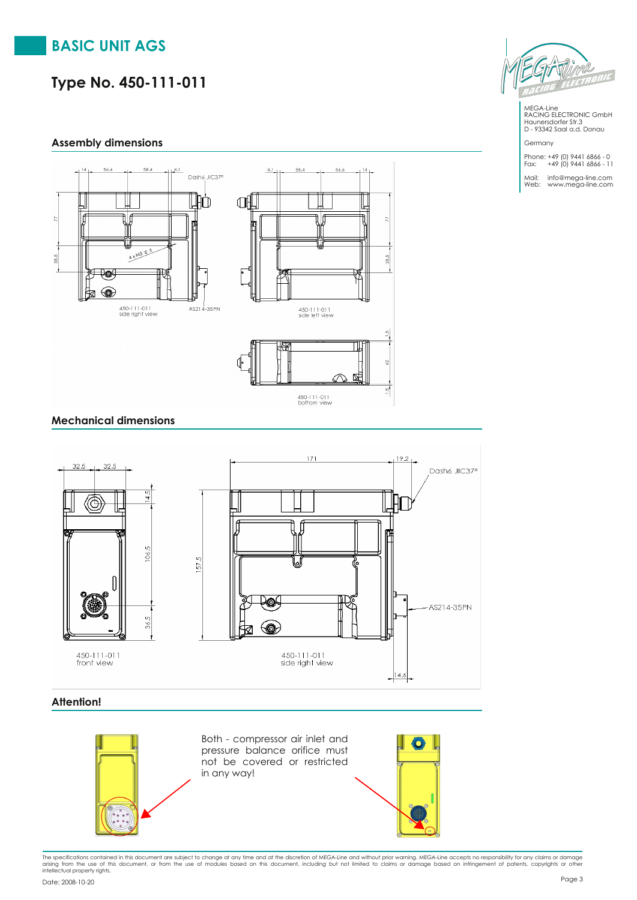# BASIC UNIT AGS

## Type No. 450-111-011

MEGA-Line
RACING ELECTRONIC GmbH
Haunersdorfer Str.3
D - 93342 Saal a.d. Donau

Germany

Phone: +49 (0) 9441 6866 - 0
Fax: +49 (0) 9441 6866 - 11

Mail: info@mega-line.com
Web: www.mega-line.com

### Assembly dimensions

14
56.6
58.4
4.1
Dash6 JIC37°
77
38.5
4 x M3 ⊽ 6
450-111-011
side right view
AS214-35PN
4.1
58.4
56.6
14
77
38.5
450-111-011
side left view
1.5
62
1.5
450-111-011
bottom view

### Mechanical dimensions

32.5
32.5
14.5
106.5
36.5
450-111-011
front view
171
19.2
Dash6 JIC37°
157.5
AS214-35PN
450-111-011
side right view
14.6

### Attention!

Both - compressor air inlet and pressure balance orifice must not be covered or restricted in any way!

The specifications contained in this document are subject to change at any time and at the discretion of MEGA-Line and without prior warning. MEGA-Line accepts no responsibility for any claims or damage arising from the use of this document, or from the use of modules based on this document, including but not limited to claims or damage based on infringement of patents, copyrights or other intellectual property rights.

Date: 2008-10-20